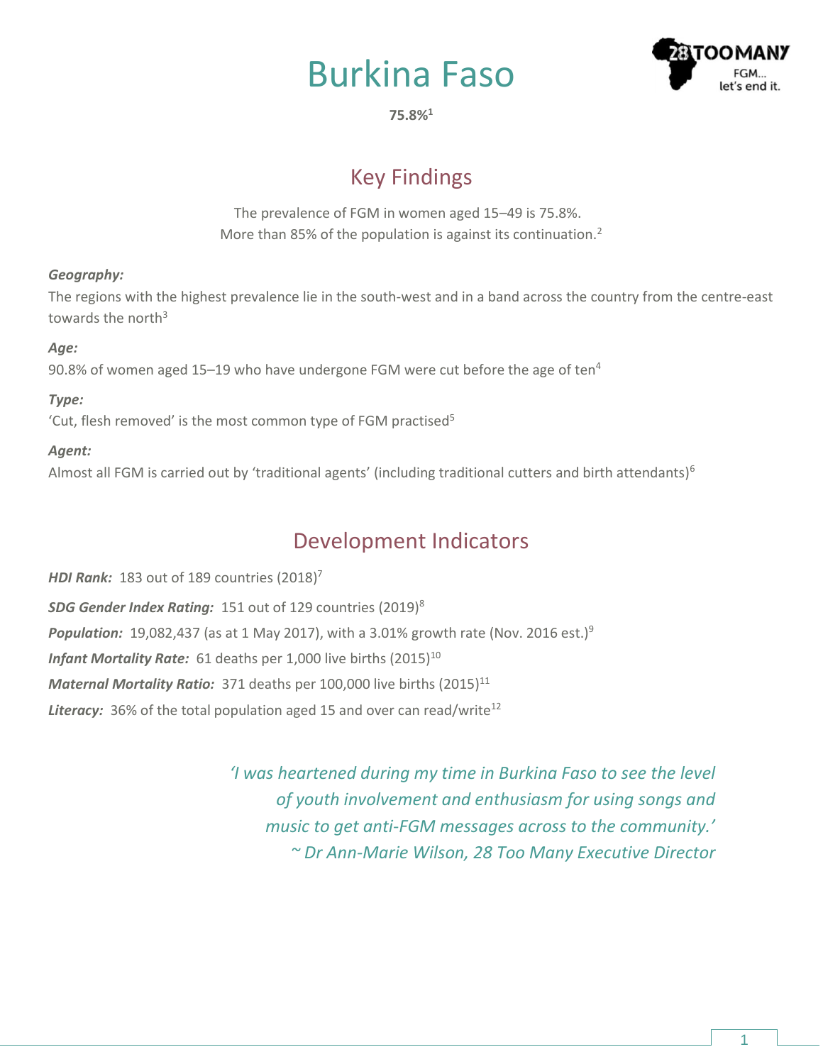# Burkina Faso

**75.8%**[1]

## Key Findings

The prevalence of FGM in women aged 15–49 is 75.8%.
More than 85% of the population is against its continuation.[2]

***Geography:***
The regions with the highest prevalence lie in the south-west and in a band across the country from the centre-east towards the north[3]

***Age:***
90.8% of women aged 15–19 who have undergone FGM were cut before the age of ten[4]

***Type:***
'Cut, flesh removed' is the most common type of FGM practised[5]

***Agent:***
Almost all FGM is carried out by 'traditional agents' (including traditional cutters and birth attendants)[6]

## Development Indicators

***HDI Rank:*** 183 out of 189 countries (2018)[7]

***SDG Gender Index Rating:*** 151 out of 129 countries (2019)[8]

***Population:*** 19,082,437 (as at 1 May 2017), with a 3.01% growth rate (Nov. 2016 est.)[9]

***Infant Mortality Rate:*** 61 deaths per 1,000 live births (2015)[10]

***Maternal Mortality Ratio:*** 371 deaths per 100,000 live births (2015)[11]

***Literacy:*** 36% of the total population aged 15 and over can read/write[12]

*'I was heartened during my time in Burkina Faso to see the level of youth involvement and enthusiasm for using songs and music to get anti-FGM messages across to the community.'*
*~ Dr Ann-Marie Wilson, 28 Too Many Executive Director*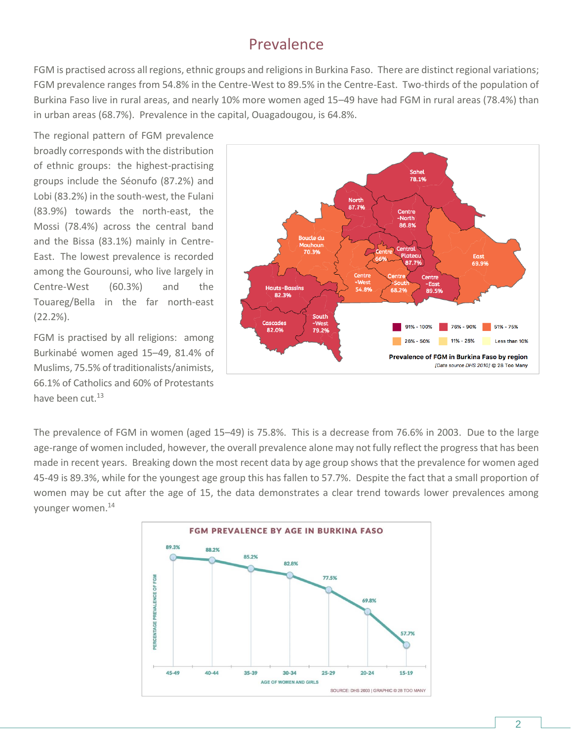# Prevalence

FGM is practised across all regions, ethnic groups and religions in Burkina Faso. There are distinct regional variations; FGM prevalence ranges from 54.8% in the Centre-West to 89.5% in the Centre-East. Two-thirds of the population of Burkina Faso live in rural areas, and nearly 10% more women aged 15–49 have had FGM in rural areas (78.4%) than in urban areas (68.7%). Prevalence in the capital, Ouagadougou, is 64.8%.

The regional pattern of FGM prevalence broadly corresponds with the distribution of ethnic groups: the highest-practising groups include the Séonufo (87.2%) and Lobi (83.2%) in the south-west, the Fulani (83.9%) towards the north-east, the Mossi (78.4%) across the central band and the Bissa (83.1%) mainly in Centre-East. The lowest prevalence is recorded among the Gourounsi, who live largely in Centre-West (60.3%) and the Touareg/Bella in the far north-east (22.2%).

FGM is practised by all religions: among Burkinabé women aged 15–49, 81.4% of Muslims, 75.5% of traditionalists/animists, 66.1% of Catholics and 60% of Protestants have been cut.[13]

**Prevalence of FGM in Burkina Faso by region**

*[Data source DHS 2010]* © 28 Too Many

The prevalence of FGM in women (aged 15–49) is 75.8%. This is a decrease from 76.6% in 2003. Due to the large age-range of women included, however, the overall prevalence alone may not fully reflect the progress that has been made in recent years. Breaking down the most recent data by age group shows that the prevalence for women aged 45-49 is 89.3%, while for the youngest age group this has fallen to 57.7%. Despite the fact that a small proportion of women may be cut after the age of 15, the data demonstrates a clear trend towards lower prevalences among younger women.[14]

**FGM PREVALENCE BY AGE IN BURKINA FASO**

| Age of women and girls | 45-49 | 40-44 | 35-39 | 30-34 | 25-29 | 20-24 | 15-19 |
|---|---|---|---|---|---|---|---|
| Percentage prevalence of FGM | 89.3% | 88.2% | 85.2% | 82.8% | 77.5% | 69.8% | 57.7% |

SOURCE: DHS 2003 | GRAPHIC © 28 TOO MANY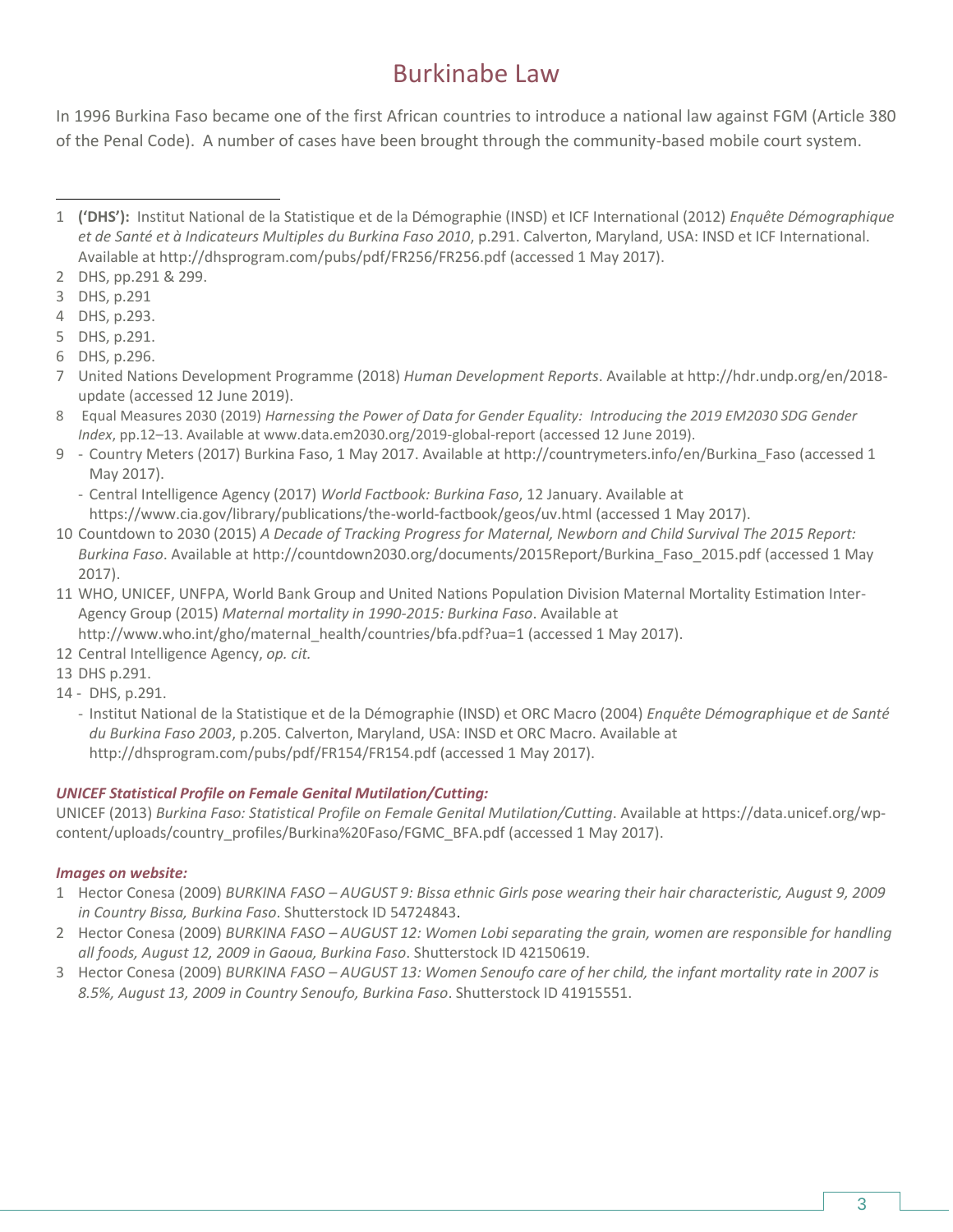# Burkinabe Law

In 1996 Burkina Faso became one of the first African countries to introduce a national law against FGM (Article 380 of the Penal Code). A number of cases have been brought through the community-based mobile court system.

---

1 **('DHS'):** Institut National de la Statistique et de la Démographie (INSD) et ICF International (2012) *Enquête Démographique et de Santé et à Indicateurs Multiples du Burkina Faso 2010*, p.291. Calverton, Maryland, USA: INSD et ICF International. Available at http://dhsprogram.com/pubs/pdf/FR256/FR256.pdf (accessed 1 May 2017).

2 DHS, pp.291 & 299.

3 DHS, p.291

4 DHS, p.293.

5 DHS, p.291.

6 DHS, p.296.

7 United Nations Development Programme (2018) *Human Development Reports*. Available at http://hdr.undp.org/en/2018-update (accessed 12 June 2019).

8 Equal Measures 2030 (2019) *Harnessing the Power of Data for Gender Equality: Introducing the 2019 EM2030 SDG Gender Index*, pp.12–13. Available at www.data.em2030.org/2019-global-report (accessed 12 June 2019).

9
- Country Meters (2017) Burkina Faso, 1 May 2017. Available at http://countrymeters.info/en/Burkina_Faso (accessed 1 May 2017).
- Central Intelligence Agency (2017) *World Factbook: Burkina Faso*, 12 January. Available at https://www.cia.gov/library/publications/the-world-factbook/geos/uv.html (accessed 1 May 2017).

10 Countdown to 2030 (2015) *A Decade of Tracking Progress for Maternal, Newborn and Child Survival The 2015 Report: Burkina Faso*. Available at http://countdown2030.org/documents/2015Report/Burkina_Faso_2015.pdf (accessed 1 May 2017).

11 WHO, UNICEF, UNFPA, World Bank Group and United Nations Population Division Maternal Mortality Estimation Inter-Agency Group (2015) *Maternal mortality in 1990-2015: Burkina Faso*. Available at http://www.who.int/gho/maternal_health/countries/bfa.pdf?ua=1 (accessed 1 May 2017).

12 Central Intelligence Agency, *op. cit.*

13 DHS p.291.

14
- DHS, p.291.
- Institut National de la Statistique et de la Démographie (INSD) et ORC Macro (2004) *Enquête Démographique et de Santé du Burkina Faso 2003*, p.205. Calverton, Maryland, USA: INSD et ORC Macro. Available at http://dhsprogram.com/pubs/pdf/FR154/FR154.pdf (accessed 1 May 2017).

***UNICEF Statistical Profile on Female Genital Mutilation/Cutting:***

UNICEF (2013) *Burkina Faso: Statistical Profile on Female Genital Mutilation/Cutting*. Available at https://data.unicef.org/wp-content/uploads/country_profiles/Burkina%20Faso/FGMC_BFA.pdf (accessed 1 May 2017).

***Images on website:***

1 Hector Conesa (2009) *BURKINA FASO – AUGUST 9: Bissa ethnic Girls pose wearing their hair characteristic, August 9, 2009 in Country Bissa, Burkina Faso*. Shutterstock ID 54724843.

2 Hector Conesa (2009) *BURKINA FASO – AUGUST 12: Women Lobi separating the grain, women are responsible for handling all foods, August 12, 2009 in Gaoua, Burkina Faso*. Shutterstock ID 42150619.

3 Hector Conesa (2009) *BURKINA FASO – AUGUST 13: Women Senoufo care of her child, the infant mortality rate in 2007 is 8.5%, August 13, 2009 in Country Senoufo, Burkina Faso*. Shutterstock ID 41915551.